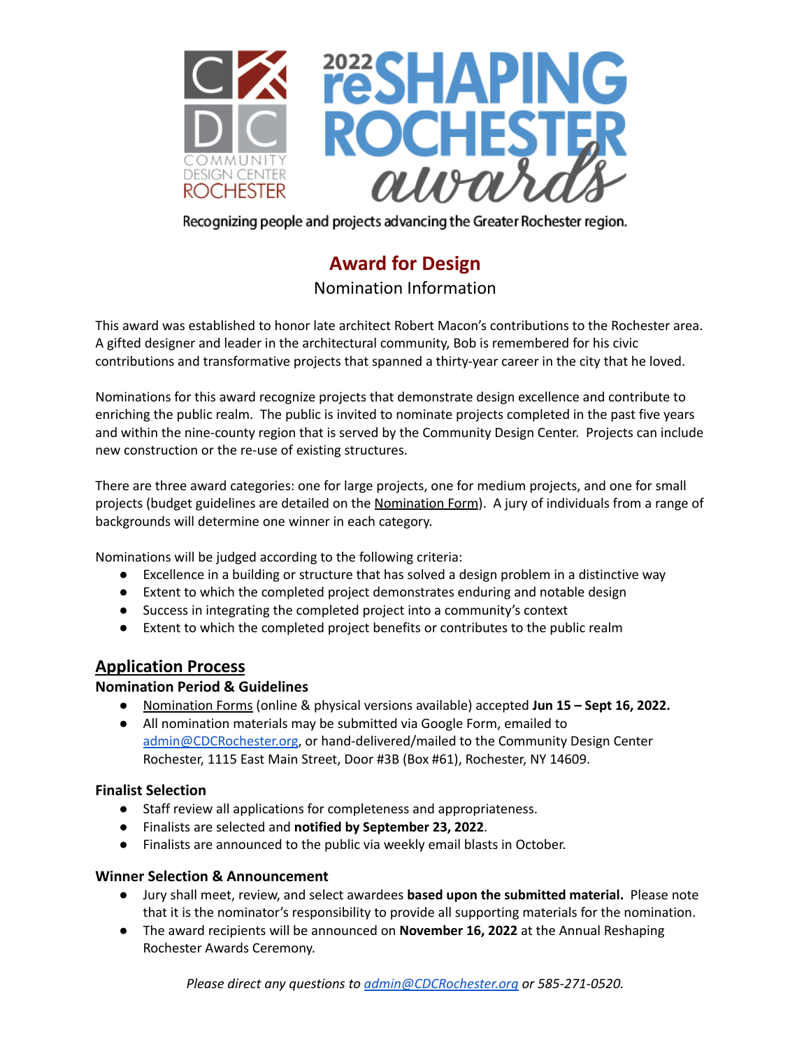# Award for Design

Nomination Information

This award was established to honor late architect Robert Macon's contributions to the Rochester area. A gifted designer and leader in the architectural community, Bob is remembered for his civic contributions and transformative projects that spanned a thirty-year career in the city that he loved.

Nominations for this award recognize projects that demonstrate design excellence and contribute to enriching the public realm. The public is invited to nominate projects completed in the past five years and within the nine-county region that is served by the Community Design Center. Projects can include new construction or the re-use of existing structures.

There are three award categories: one for large projects, one for medium projects, and one for small projects (budget guidelines are detailed on the Nomination Form). A jury of individuals from a range of backgrounds will determine one winner in each category.

Nominations will be judged according to the following criteria:

- Excellence in a building or structure that has solved a design problem in a distinctive way
- Extent to which the completed project demonstrates enduring and notable design
- Success in integrating the completed project into a community's context
- Extent to which the completed project benefits or contributes to the public realm

## Application Process

### Nomination Period & Guidelines

- Nomination Forms (online & physical versions available) accepted **Jun 15 – Sept 16, 2022.**
- All nomination materials may be submitted via Google Form, emailed to admin@CDCRochester.org, or hand-delivered/mailed to the Community Design Center Rochester, 1115 East Main Street, Door #3B (Box #61), Rochester, NY 14609.

### Finalist Selection

- Staff review all applications for completeness and appropriateness.
- Finalists are selected and **notified by September 23, 2022**.
- Finalists are announced to the public via weekly email blasts in October.

### Winner Selection & Announcement

- Jury shall meet, review, and select awardees **based upon the submitted material.** Please note that it is the nominator's responsibility to provide all supporting materials for the nomination.
- The award recipients will be announced on **November 16, 2022** at the Annual Reshaping Rochester Awards Ceremony.

*Please direct any questions to admin@CDCRochester.org or 585-271-0520.*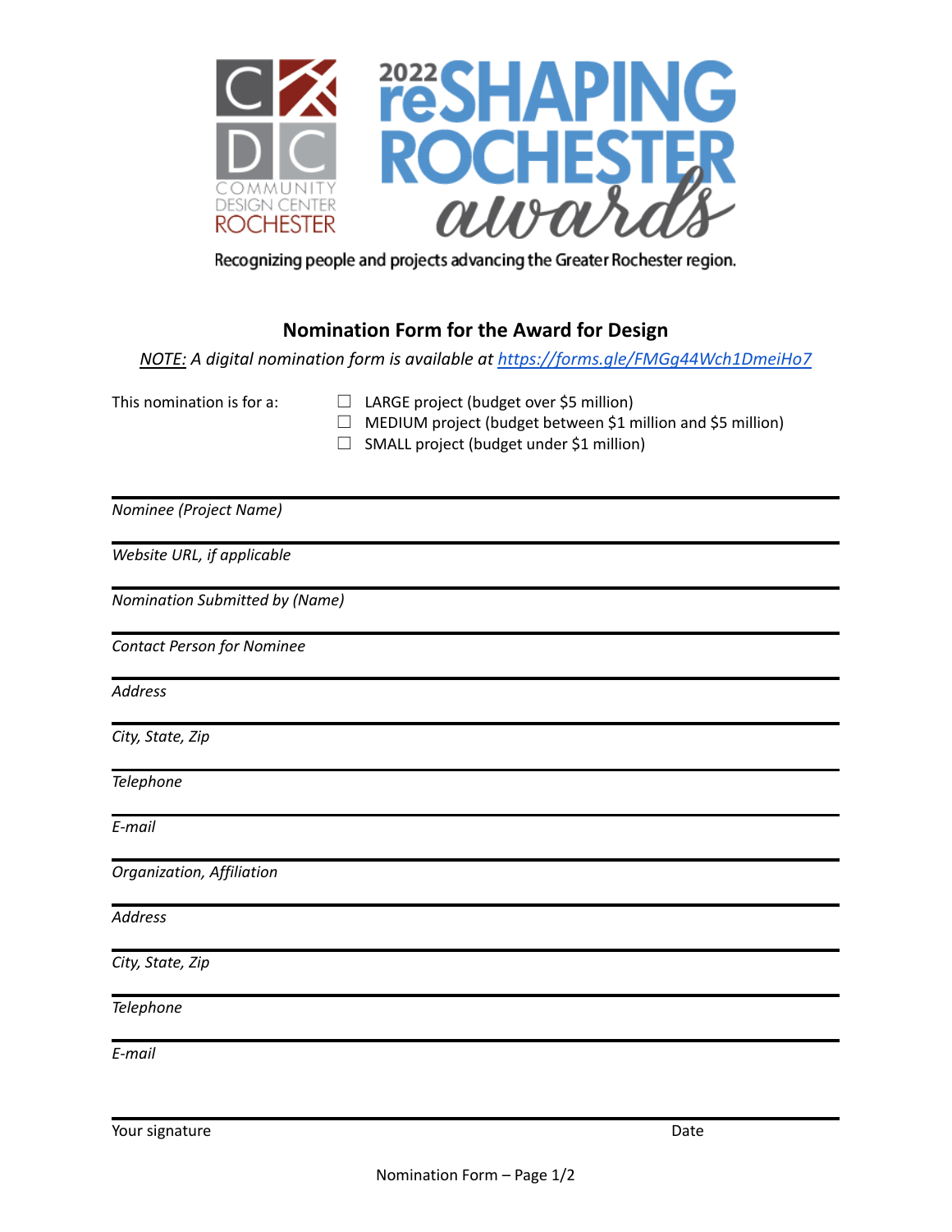2022 reSHAPING ROCHESTER awards

COMMUNITY DESIGN CENTER ROCHESTER

Recognizing people and projects advancing the Greater Rochester region.

## Nomination Form for the Award for Design

*NOTE: A digital nomination form is available at [https://forms.gle/FMGg44Wch1DmeiHo7](https://forms.gle/FMGg44Wch1DmeiHo7)*

This nomination is for a:

- ☐ LARGE project (budget over $5 million)
- ☐ MEDIUM project (budget between $1 million and $5 million)
- ☐ SMALL project (budget under $1 million)

---

*Nominee (Project Name)*

---

*Website URL, if applicable*

---

*Nomination Submitted by (Name)*

---

*Contact Person for Nominee*

---

*Address*

---

*City, State, Zip*

---

*Telephone*

---

*E-mail*

---

*Organization, Affiliation*

---

*Address*

---

*City, State, Zip*

---

*Telephone*

---

*E-mail*

---

Your signature Date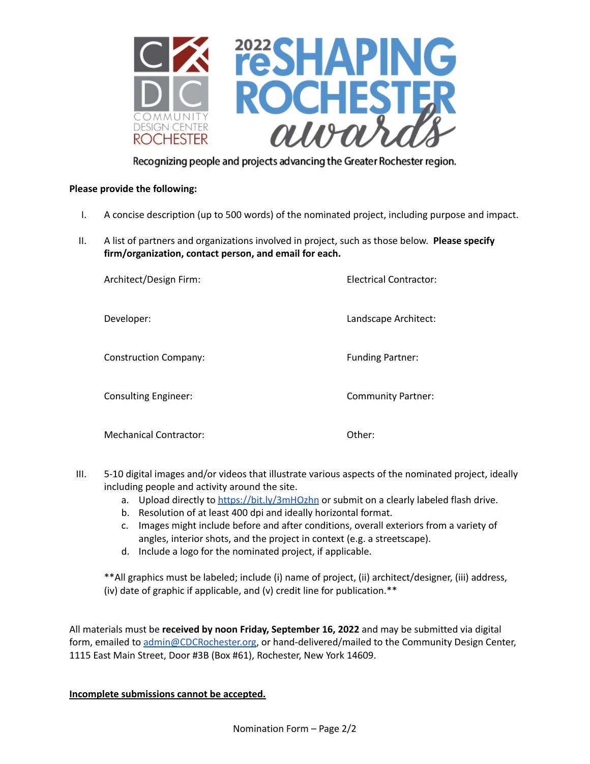# 2022 reSHAPING ROCHESTER awards

Recognizing people and projects advancing the Greater Rochester region.

**Please provide the following:**

I. A concise description (up to 500 words) of the nominated project, including purpose and impact.

II. A list of partners and organizations involved in project, such as those below. **Please specify firm/organization, contact person, and email for each.**

| | |
|---|---|
| Architect/Design Firm: | Electrical Contractor: |
| Developer: | Landscape Architect: |
| Construction Company: | Funding Partner: |
| Consulting Engineer: | Community Partner: |
| Mechanical Contractor: | Other: |

III. 5-10 digital images and/or videos that illustrate various aspects of the nominated project, ideally including people and activity around the site.
   a. Upload directly to https://bit.ly/3mHOzhn or submit on a clearly labeled flash drive.
   b. Resolution of at least 400 dpi and ideally horizontal format.
   c. Images might include before and after conditions, overall exteriors from a variety of angles, interior shots, and the project in context (e.g. a streetscape).
   d. Include a logo for the nominated project, if applicable.

**All graphics must be labeled; include (i) name of project, (ii) architect/designer, (iii) address, (iv) date of graphic if applicable, and (v) credit line for publication.**

All materials must be **received by noon Friday, September 16, 2022** and may be submitted via digital form, emailed to admin@CDCRochester.org, or hand-delivered/mailed to the Community Design Center, 1115 East Main Street, Door #3B (Box #61), Rochester, New York 14609.

**Incomplete submissions cannot be accepted.**

Nomination Form – Page 2/2